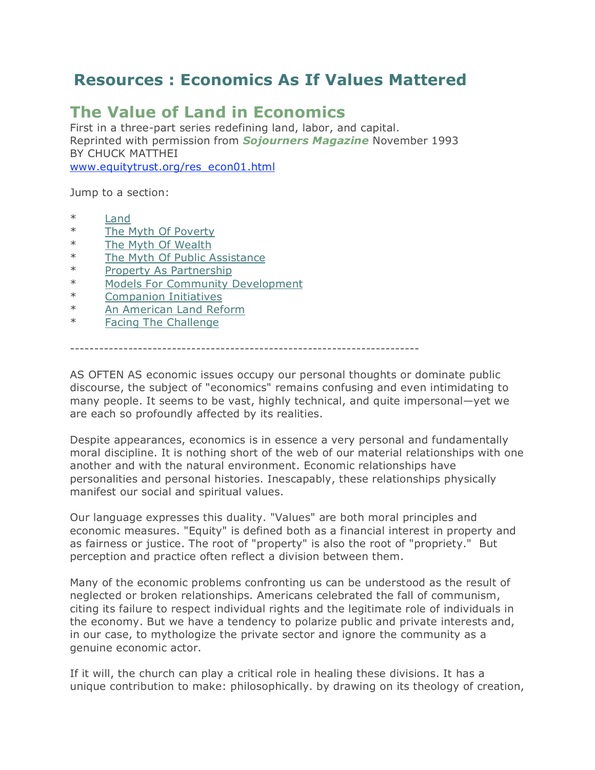# Resources : Economics As If Values Mattered

## The Value of Land in Economics

First in a three-part series redefining land, labor, and capital.
Reprinted with permission from ***Sojourners Magazine*** November 1993
BY CHUCK MATTHEI
www.equitytrust.org/res_econ01.html

Jump to a section:

* Land
* The Myth Of Poverty
* The Myth Of Wealth
* The Myth Of Public Assistance
* Property As Partnership
* Models For Community Development
* Companion Initiatives
* An American Land Reform
* Facing The Challenge

---

AS OFTEN AS economic issues occupy our personal thoughts or dominate public discourse, the subject of "economics" remains confusing and even intimidating to many people. It seems to be vast, highly technical, and quite impersonal—yet we are each so profoundly affected by its realities.

Despite appearances, economics is in essence a very personal and fundamentally moral discipline. It is nothing short of the web of our material relationships with one another and with the natural environment. Economic relationships have personalities and personal histories. Inescapably, these relationships physically manifest our social and spiritual values.

Our language expresses this duality. "Values" are both moral principles and economic measures. "Equity" is defined both as a financial interest in property and as fairness or justice. The root of "property" is also the root of "propriety." But perception and practice often reflect a division between them.

Many of the economic problems confronting us can be understood as the result of neglected or broken relationships. Americans celebrated the fall of communism, citing its failure to respect individual rights and the legitimate role of individuals in the economy. But we have a tendency to polarize public and private interests and, in our case, to mythologize the private sector and ignore the community as a genuine economic actor.

If it will, the church can play a critical role in healing these divisions. It has a unique contribution to make: philosophically. by drawing on its theology of creation,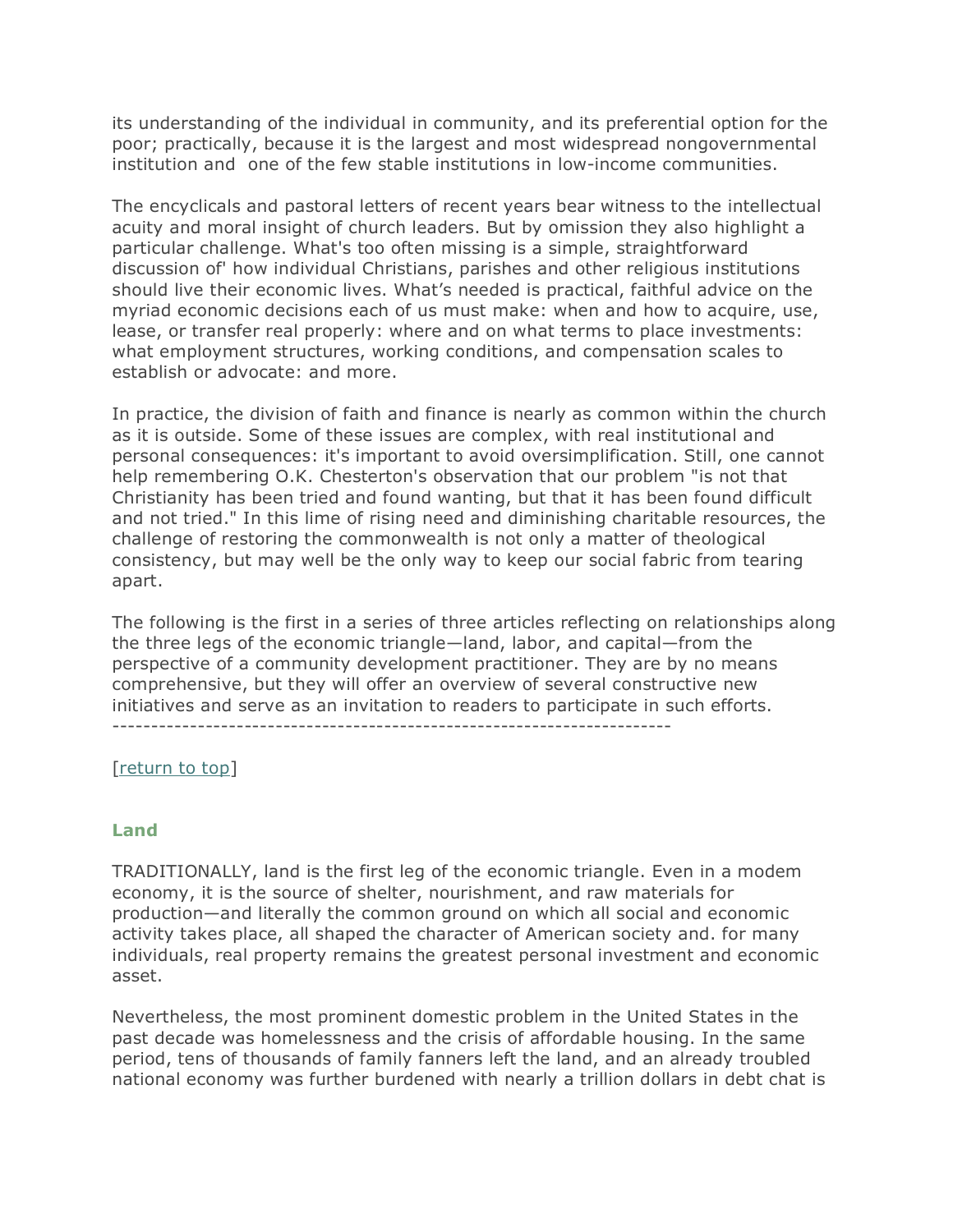its understanding of the individual in community, and its preferential option for the poor; practically, because it is the largest and most widespread nongovernmental institution and one of the few stable institutions in low-income communities.

The encyclicals and pastoral letters of recent years bear witness to the intellectual acuity and moral insight of church leaders. But by omission they also highlight a particular challenge. What's too often missing is a simple, straightforward discussion of' how individual Christians, parishes and other religious institutions should live their economic lives. What's needed is practical, faithful advice on the myriad economic decisions each of us must make: when and how to acquire, use, lease, or transfer real properly: where and on what terms to place investments: what employment structures, working conditions, and compensation scales to establish or advocate: and more.

In practice, the division of faith and finance is nearly as common within the church as it is outside. Some of these issues are complex, with real institutional and personal consequences: it's important to avoid oversimplification. Still, one cannot help remembering O.K. Chesterton's observation that our problem "is not that Christianity has been tried and found wanting, but that it has been found difficult and not tried." In this lime of rising need and diminishing charitable resources, the challenge of restoring the commonwealth is not only a matter of theological consistency, but may well be the only way to keep our social fabric from tearing apart.

The following is the first in a series of three articles reflecting on relationships along the three legs of the economic triangle—land, labor, and capital—from the perspective of a community development practitioner. They are by no means comprehensive, but they will offer an overview of several constructive new initiatives and serve as an invitation to readers to participate in such efforts.

---

[return to top]

### Land

TRADITIONALLY, land is the first leg of the economic triangle. Even in a modem economy, it is the source of shelter, nourishment, and raw materials for production—and literally the common ground on which all social and economic activity takes place, all shaped the character of American society and. for many individuals, real property remains the greatest personal investment and economic asset.

Nevertheless, the most prominent domestic problem in the United States in the past decade was homelessness and the crisis of affordable housing. In the same period, tens of thousands of family fanners left the land, and an already troubled national economy was further burdened with nearly a trillion dollars in debt chat is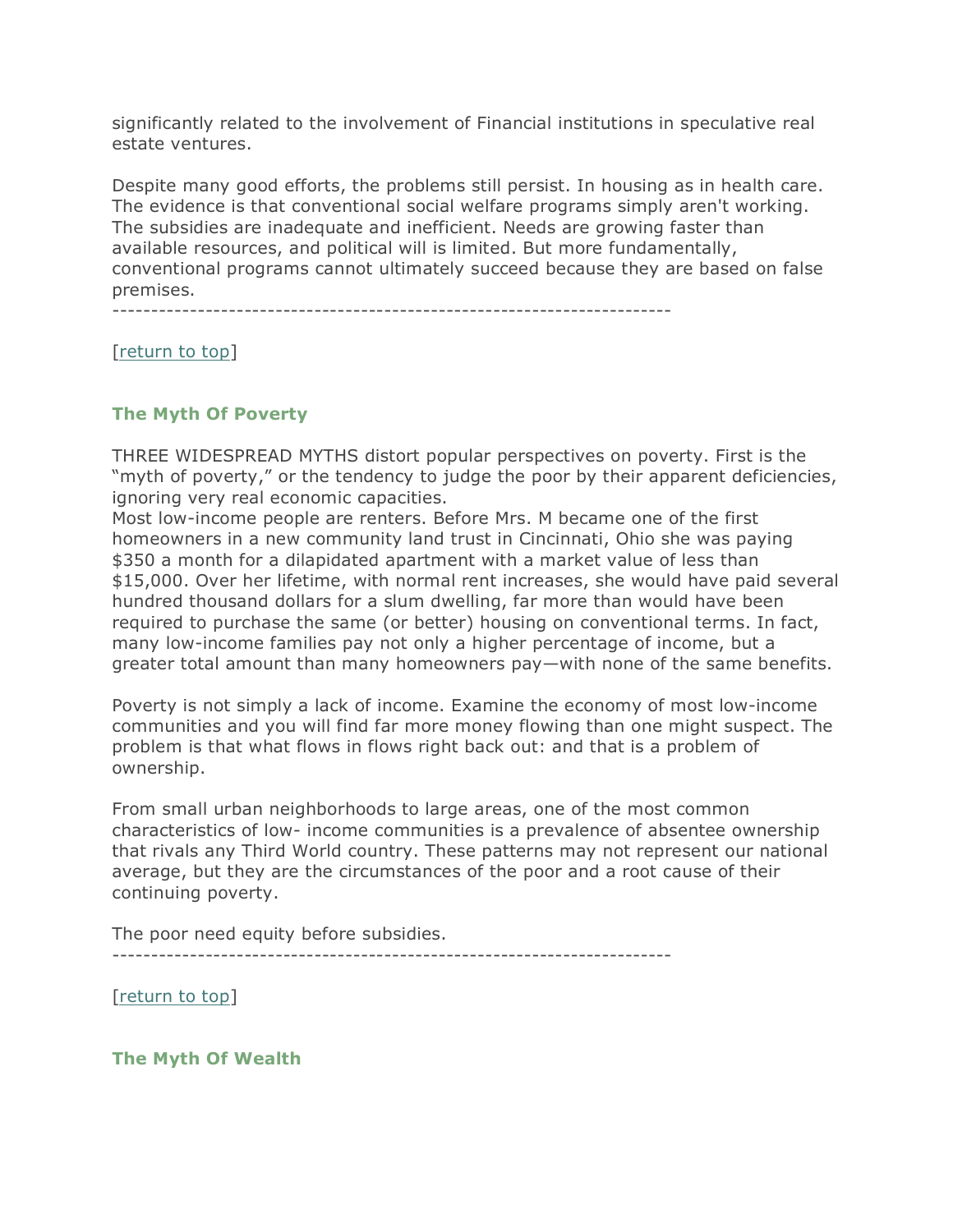significantly related to the involvement of Financial institutions in speculative real estate ventures.

Despite many good efforts, the problems still persist. In housing as in health care. The evidence is that conventional social welfare programs simply aren't working. The subsidies are inadequate and inefficient. Needs are growing faster than available resources, and political will is limited. But more fundamentally, conventional programs cannot ultimately succeed because they are based on false premises.

---

[return to top]

### The Myth Of Poverty

THREE WIDESPREAD MYTHS distort popular perspectives on poverty. First is the “myth of poverty,” or the tendency to judge the poor by their apparent deficiencies, ignoring very real economic capacities.

Most low-income people are renters. Before Mrs. M became one of the first homeowners in a new community land trust in Cincinnati, Ohio she was paying $350 a month for a dilapidated apartment with a market value of less than $15,000. Over her lifetime, with normal rent increases, she would have paid several hundred thousand dollars for a slum dwelling, far more than would have been required to purchase the same (or better) housing on conventional terms. In fact, many low-income families pay not only a higher percentage of income, but a greater total amount than many homeowners pay—with none of the same benefits.

Poverty is not simply a lack of income. Examine the economy of most low-income communities and you will find far more money flowing than one might suspect. The problem is that what flows in flows right back out: and that is a problem of ownership.

From small urban neighborhoods to large areas, one of the most common characteristics of low- income communities is a prevalence of absentee ownership that rivals any Third World country. These patterns may not represent our national average, but they are the circumstances of the poor and a root cause of their continuing poverty.

The poor need equity before subsidies.

---

[return to top]

### The Myth Of Wealth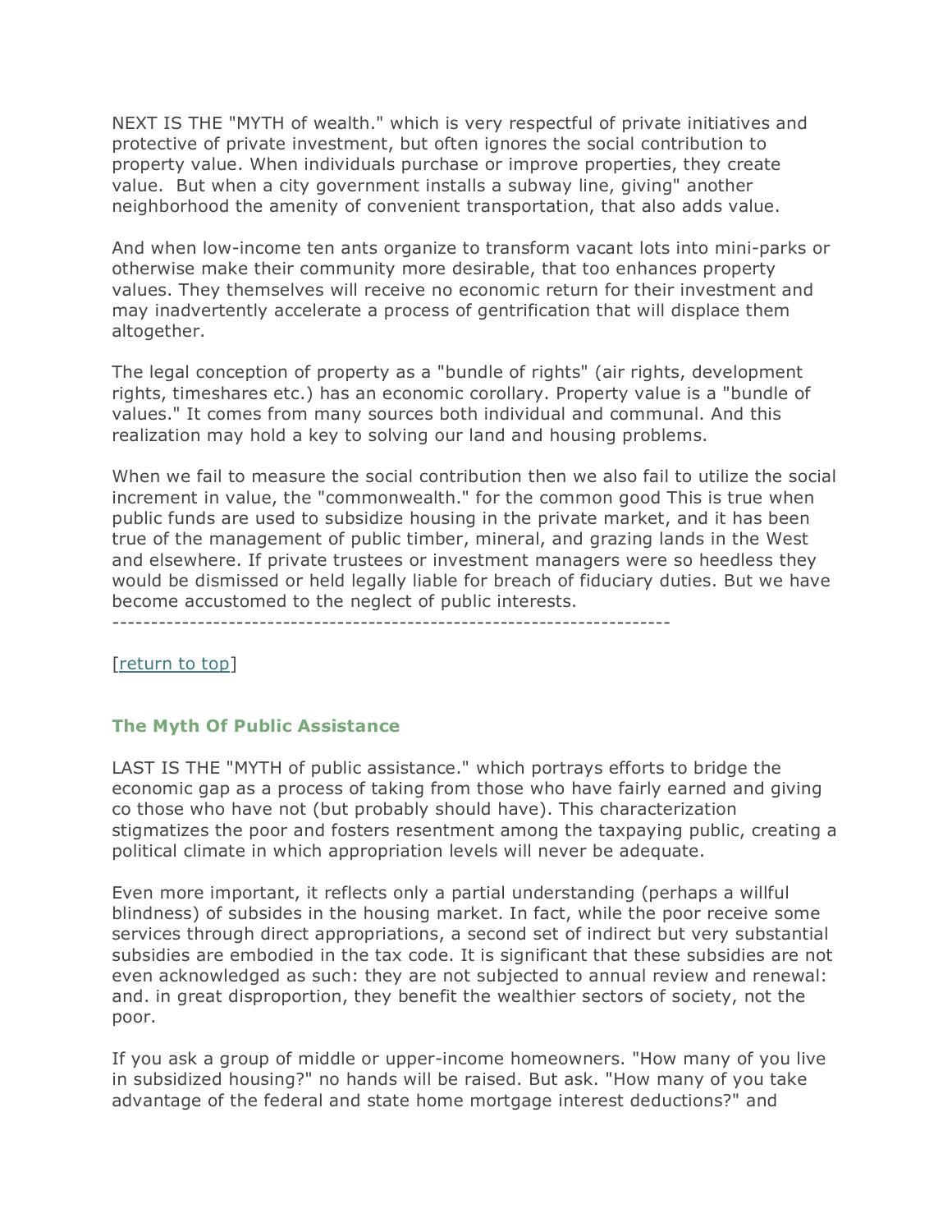NEXT IS THE "MYTH of wealth." which is very respectful of private initiatives and protective of private investment, but often ignores the social contribution to property value. When individuals purchase or improve properties, they create value.  But when a city government installs a subway line, giving" another neighborhood the amenity of convenient transportation, that also adds value.

And when low-income ten ants organize to transform vacant lots into mini-parks or otherwise make their community more desirable, that too enhances property values. They themselves will receive no economic return for their investment and may inadvertently accelerate a process of gentrification that will displace them altogether.

The legal conception of property as a "bundle of rights" (air rights, development rights, timeshares etc.) has an economic corollary. Property value is a "bundle of values." It comes from many sources both individual and communal. And this realization may hold a key to solving our land and housing problems.

When we fail to measure the social contribution then we also fail to utilize the social increment in value, the "commonwealth." for the common good This is true when public funds are used to subsidize housing in the private market, and it has been true of the management of public timber, mineral, and grazing lands in the West and elsewhere. If private trustees or investment managers were so heedless they would be dismissed or held legally liable for breach of fiduciary duties. But we have become accustomed to the neglect of public interests.

---

[return to top]

### The Myth Of Public Assistance

LAST IS THE "MYTH of public assistance." which portrays efforts to bridge the economic gap as a process of taking from those who have fairly earned and giving co those who have not (but probably should have). This characterization stigmatizes the poor and fosters resentment among the taxpaying public, creating a political climate in which appropriation levels will never be adequate.

Even more important, it reflects only a partial understanding (perhaps a willful blindness) of subsides in the housing market. In fact, while the poor receive some services through direct appropriations, a second set of indirect but very substantial subsidies are embodied in the tax code. It is significant that these subsidies are not even acknowledged as such: they are not subjected to annual review and renewal: and. in great disproportion, they benefit the wealthier sectors of society, not the poor.

If you ask a group of middle or upper-income homeowners. "How many of you live in subsidized housing?" no hands will be raised. But ask. "How many of you take advantage of the federal and state home mortgage interest deductions?" and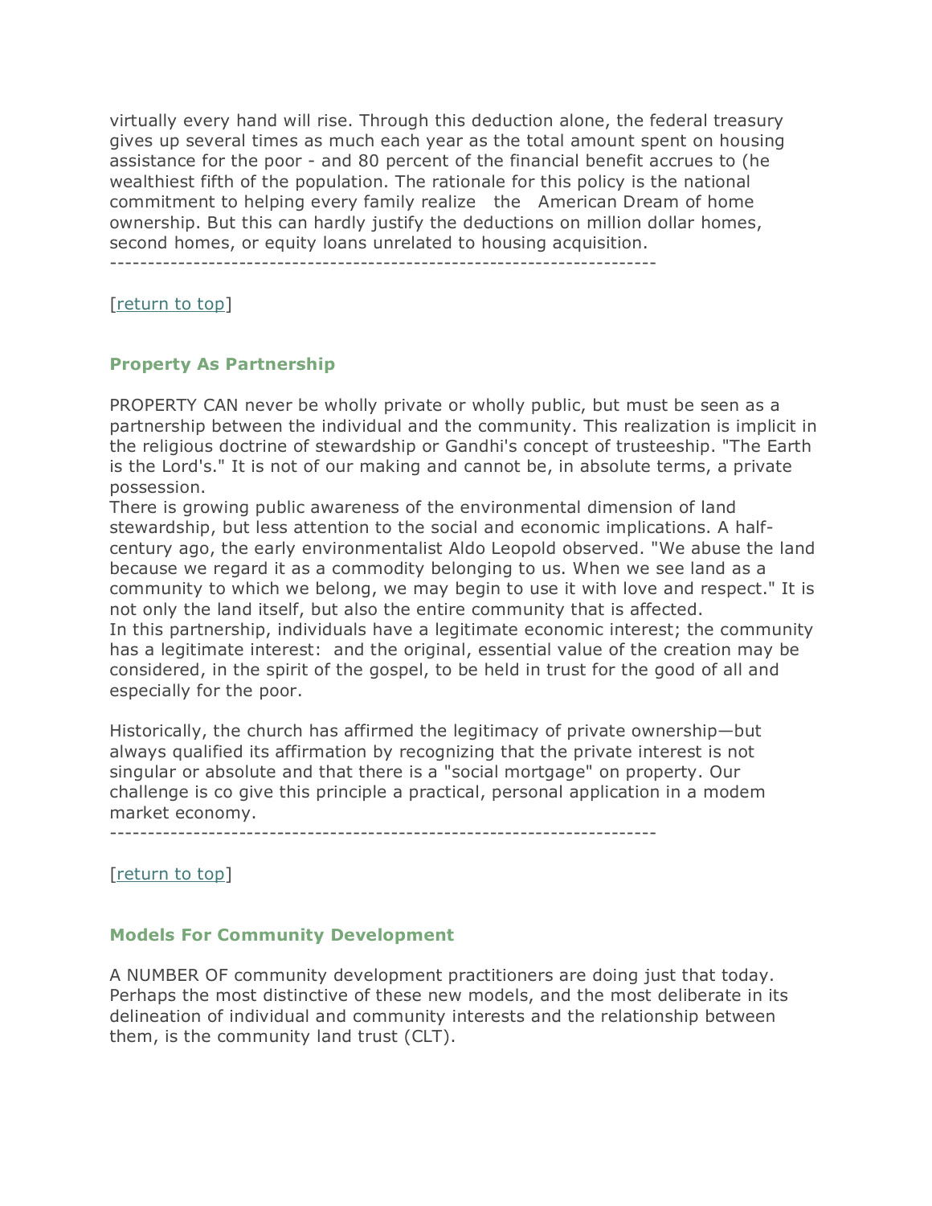virtually every hand will rise. Through this deduction alone, the federal treasury gives up several times as much each year as the total amount spent on housing assistance for the poor - and 80 percent of the financial benefit accrues to (he wealthiest fifth of the population. The rationale for this policy is the national commitment to helping every family realize the American Dream of home ownership. But this can hardly justify the deductions on million dollar homes, second homes, or equity loans unrelated to housing acquisition.

------------------------------------------------------------------------

[return to top]

### Property As Partnership

PROPERTY CAN never be wholly private or wholly public, but must be seen as a partnership between the individual and the community. This realization is implicit in the religious doctrine of stewardship or Gandhi's concept of trusteeship. "The Earth is the Lord's." It is not of our making and cannot be, in absolute terms, a private possession.

There is growing public awareness of the environmental dimension of land stewardship, but less attention to the social and economic implications. A half-century ago, the early environmentalist Aldo Leopold observed. "We abuse the land because we regard it as a commodity belonging to us. When we see land as a community to which we belong, we may begin to use it with love and respect." It is not only the land itself, but also the entire community that is affected.

In this partnership, individuals have a legitimate economic interest; the community has a legitimate interest: and the original, essential value of the creation may be considered, in the spirit of the gospel, to be held in trust for the good of all and especially for the poor.

Historically, the church has affirmed the legitimacy of private ownership—but always qualified its affirmation by recognizing that the private interest is not singular or absolute and that there is a "social mortgage" on property. Our challenge is co give this principle a practical, personal application in a modem market economy.

------------------------------------------------------------------------

[return to top]

### Models For Community Development

A NUMBER OF community development practitioners are doing just that today. Perhaps the most distinctive of these new models, and the most deliberate in its delineation of individual and community interests and the relationship between them, is the community land trust (CLT).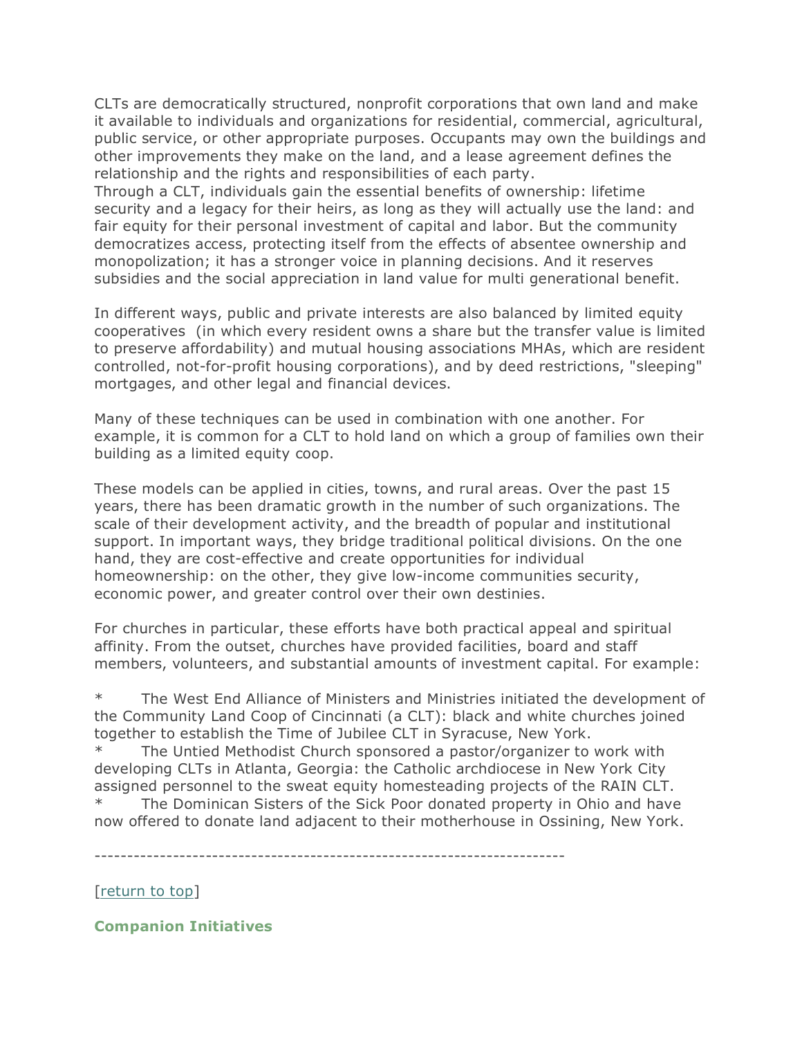CLTs are democratically structured, nonprofit corporations that own land and make it available to individuals and organizations for residential, commercial, agricultural, public service, or other appropriate purposes. Occupants may own the buildings and other improvements they make on the land, and a lease agreement defines the relationship and the rights and responsibilities of each party.
Through a CLT, individuals gain the essential benefits of ownership: lifetime security and a legacy for their heirs, as long as they will actually use the land: and fair equity for their personal investment of capital and labor. But the community democratizes access, protecting itself from the effects of absentee ownership and monopolization; it has a stronger voice in planning decisions. And it reserves subsidies and the social appreciation in land value for multi generational benefit.

In different ways, public and private interests are also balanced by limited equity cooperatives  (in which every resident owns a share but the transfer value is limited to preserve affordability) and mutual housing associations MHAs, which are resident controlled, not-for-profit housing corporations), and by deed restrictions, "sleeping" mortgages, and other legal and financial devices.

Many of these techniques can be used in combination with one another. For example, it is common for a CLT to hold land on which a group of families own their building as a limited equity coop.

These models can be applied in cities, towns, and rural areas. Over the past 15 years, there has been dramatic growth in the number of such organizations. The scale of their development activity, and the breadth of popular and institutional support. In important ways, they bridge traditional political divisions. On the one hand, they are cost-effective and create opportunities for individual homeownership: on the other, they give low-income communities security, economic power, and greater control over their own destinies.

For churches in particular, these efforts have both practical appeal and spiritual affinity. From the outset, churches have provided facilities, board and staff members, volunteers, and substantial amounts of investment capital. For example:

- The West End Alliance of Ministers and Ministries initiated the development of the Community Land Coop of Cincinnati (a CLT): black and white churches joined together to establish the Time of Jubilee CLT in Syracuse, New York.
- The Untied Methodist Church sponsored a pastor/organizer to work with developing CLTs in Atlanta, Georgia: the Catholic archdiocese in New York City assigned personnel to the sweat equity homesteading projects of the RAIN CLT.
- The Dominican Sisters of the Sick Poor donated property in Ohio and have now offered to donate land adjacent to their motherhouse in Ossining, New York.

---

[return to top]

### Companion Initiatives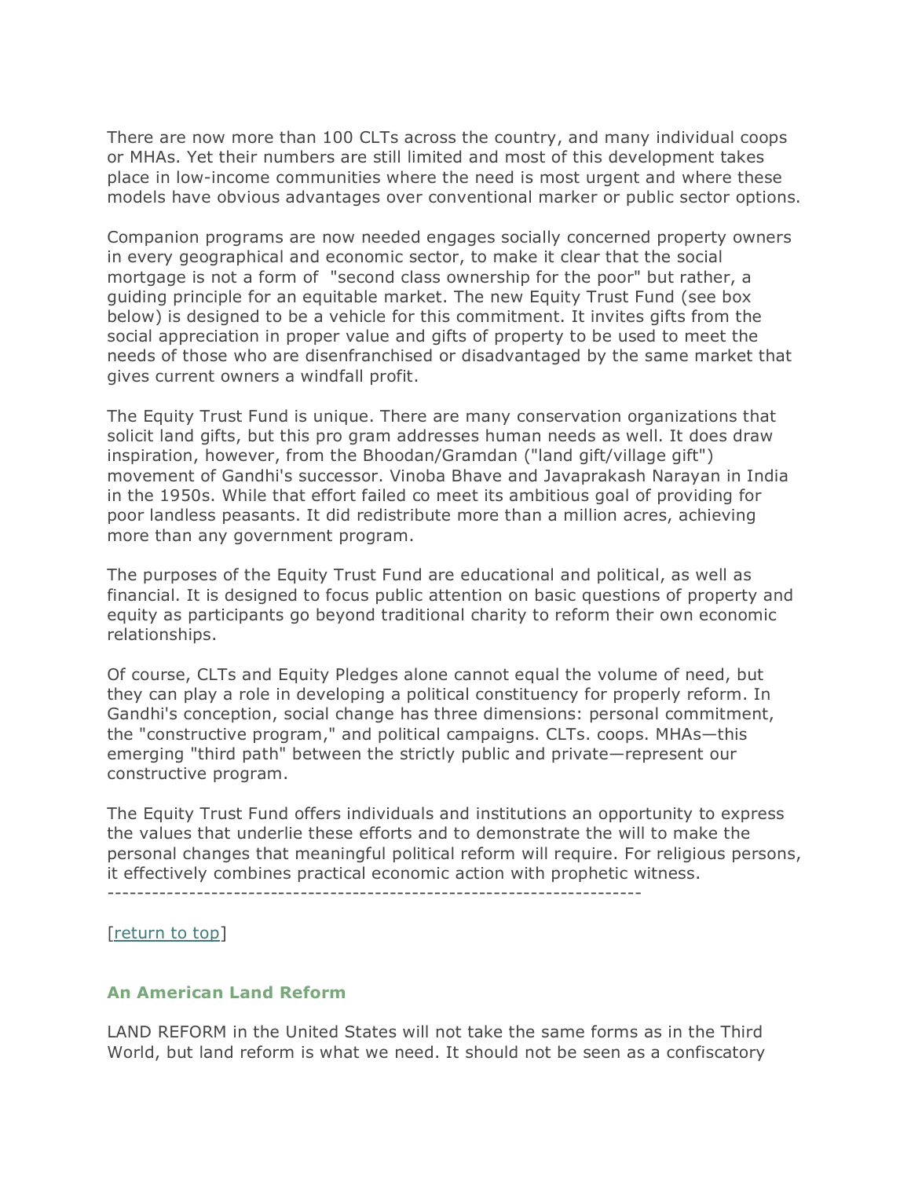There are now more than 100 CLTs across the country, and many individual coops or MHAs. Yet their numbers are still limited and most of this development takes place in low-income communities where the need is most urgent and where these models have obvious advantages over conventional marker or public sector options.

Companion programs are now needed engages socially concerned property owners in every geographical and economic sector, to make it clear that the social mortgage is not a form of "second class ownership for the poor" but rather, a guiding principle for an equitable market. The new Equity Trust Fund (see box below) is designed to be a vehicle for this commitment. It invites gifts from the social appreciation in proper value and gifts of property to be used to meet the needs of those who are disenfranchised or disadvantaged by the same market that gives current owners a windfall profit.

The Equity Trust Fund is unique. There are many conservation organizations that solicit land gifts, but this pro gram addresses human needs as well. It does draw inspiration, however, from the Bhoodan/Gramdan ("land gift/village gift") movement of Gandhi's successor. Vinoba Bhave and Javaprakash Narayan in India in the 1950s. While that effort failed co meet its ambitious goal of providing for poor landless peasants. It did redistribute more than a million acres, achieving more than any government program.

The purposes of the Equity Trust Fund are educational and political, as well as financial. It is designed to focus public attention on basic questions of property and equity as participants go beyond traditional charity to reform their own economic relationships.

Of course, CLTs and Equity Pledges alone cannot equal the volume of need, but they can play a role in developing a political constituency for properly reform. In Gandhi's conception, social change has three dimensions: personal commitment, the "constructive program," and political campaigns. CLTs. coops. MHAs—this emerging "third path" between the strictly public and private—represent our constructive program.

The Equity Trust Fund offers individuals and institutions an opportunity to express the values that underlie these efforts and to demonstrate the will to make the personal changes that meaningful political reform will require. For religious persons, it effectively combines practical economic action with prophetic witness.
------------------------------------------------------------------------

[return to top]

### An American Land Reform

LAND REFORM in the United States will not take the same forms as in the Third World, but land reform is what we need. It should not be seen as a confiscatory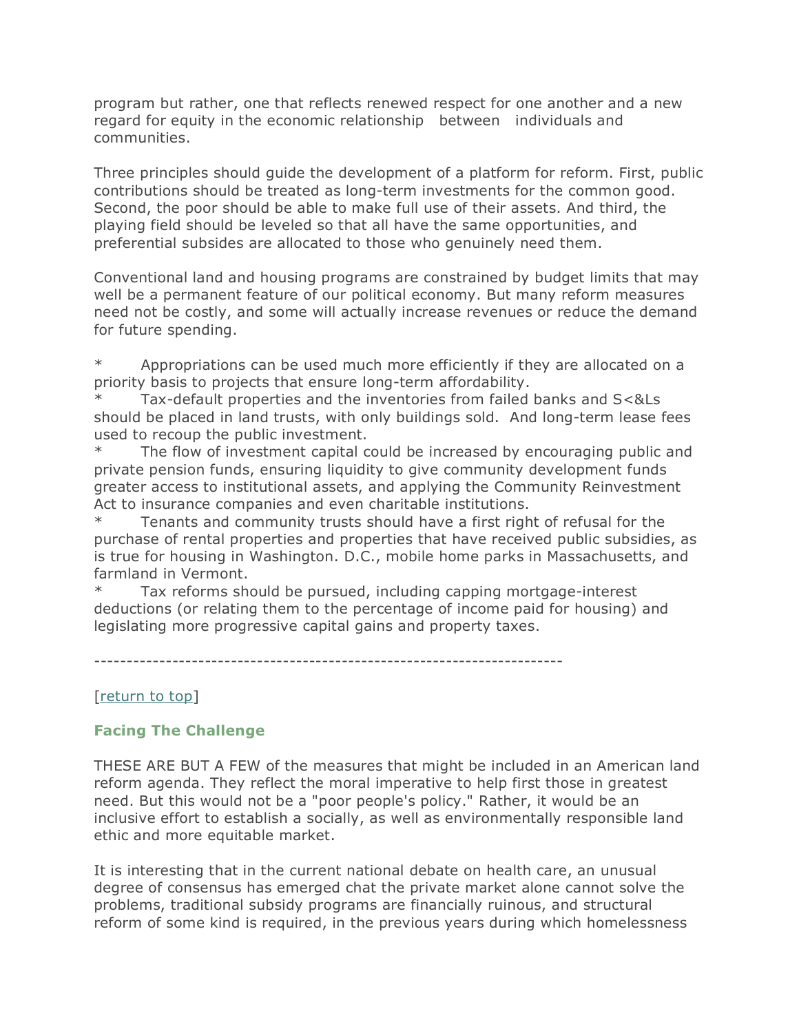program but rather, one that reflects renewed respect for one another and a new regard for equity in the economic relationship between individuals and communities.

Three principles should guide the development of a platform for reform. First, public contributions should be treated as long-term investments for the common good. Second, the poor should be able to make full use of their assets. And third, the playing field should be leveled so that all have the same opportunities, and preferential subsides are allocated to those who genuinely need them.

Conventional land and housing programs are constrained by budget limits that may well be a permanent feature of our political economy. But many reform measures need not be costly, and some will actually increase revenues or reduce the demand for future spending.

* Appropriations can be used much more efficiently if they are allocated on a priority basis to projects that ensure long-term affordability.
* Tax-default properties and the inventories from failed banks and S<&Ls should be placed in land trusts, with only buildings sold. And long-term lease fees used to recoup the public investment.
* The flow of investment capital could be increased by encouraging public and private pension funds, ensuring liquidity to give community development funds greater access to institutional assets, and applying the Community Reinvestment Act to insurance companies and even charitable institutions.
* Tenants and community trusts should have a first right of refusal for the purchase of rental properties and properties that have received public subsidies, as is true for housing in Washington. D.C., mobile home parks in Massachusetts, and farmland in Vermont.
* Tax reforms should be pursued, including capping mortgage-interest deductions (or relating them to the percentage of income paid for housing) and legislating more progressive capital gains and property taxes.

------------------------------------------------------------------------

[return to top]

### Facing The Challenge

THESE ARE BUT A FEW of the measures that might be included in an American land reform agenda. They reflect the moral imperative to help first those in greatest need. But this would not be a "poor people's policy." Rather, it would be an inclusive effort to establish a socially, as well as environmentally responsible land ethic and more equitable market.

It is interesting that in the current national debate on health care, an unusual degree of consensus has emerged chat the private market alone cannot solve the problems, traditional subsidy programs are financially ruinous, and structural reform of some kind is required, in the previous years during which homelessness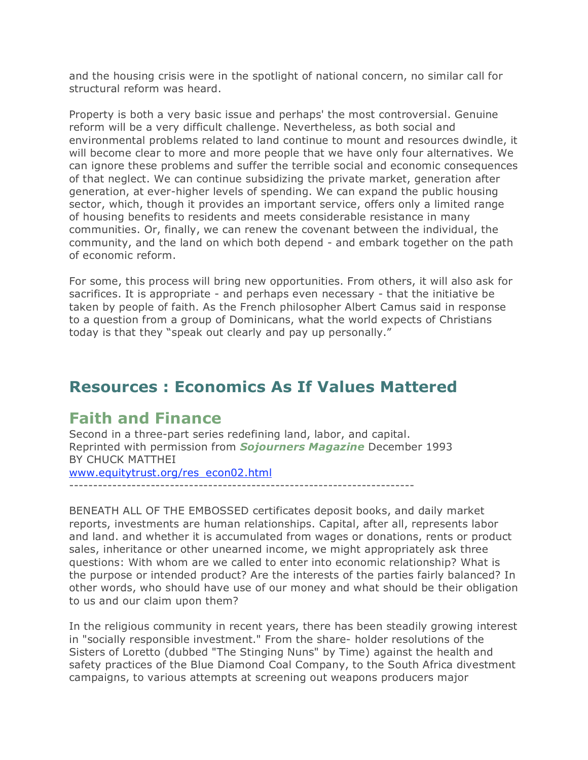and the housing crisis were in the spotlight of national concern, no similar call for structural reform was heard.

Property is both a very basic issue and perhaps' the most controversial. Genuine reform will be a very difficult challenge. Nevertheless, as both social and environmental problems related to land continue to mount and resources dwindle, it will become clear to more and more people that we have only four alternatives. We can ignore these problems and suffer the terrible social and economic consequences of that neglect. We can continue subsidizing the private market, generation after generation, at ever-higher levels of spending. We can expand the public housing sector, which, though it provides an important service, offers only a limited range of housing benefits to residents and meets considerable resistance in many communities. Or, finally, we can renew the covenant between the individual, the community, and the land on which both depend - and embark together on the path of economic reform.

For some, this process will bring new opportunities. From others, it will also ask for sacrifices. It is appropriate - and perhaps even necessary - that the initiative be taken by people of faith. As the French philosopher Albert Camus said in response to a question from a group of Dominicans, what the world expects of Christians today is that they "speak out clearly and pay up personally."

# Resources : Economics As If Values Mattered

## Faith and Finance

Second in a three-part series redefining land, labor, and capital.
Reprinted with permission from ***Sojourners Magazine*** December 1993
BY CHUCK MATTHEI
[www.equitytrust.org/res_econ02.html](www.equitytrust.org/res_econ02.html)

---

BENEATH ALL OF THE EMBOSSED certificates deposit books, and daily market reports, investments are human relationships. Capital, after all, represents labor and land. and whether it is accumulated from wages or donations, rents or product sales, inheritance or other unearned income, we might appropriately ask three questions: With whom are we called to enter into economic relationship? What is the purpose or intended product? Are the interests of the parties fairly balanced? In other words, who should have use of our money and what should be their obligation to us and our claim upon them?

In the religious community in recent years, there has been steadily growing interest in "socially responsible investment." From the share- holder resolutions of the Sisters of Loretto (dubbed "The Stinging Nuns" by Time) against the health and safety practices of the Blue Diamond Coal Company, to the South Africa divestment campaigns, to various attempts at screening out weapons producers major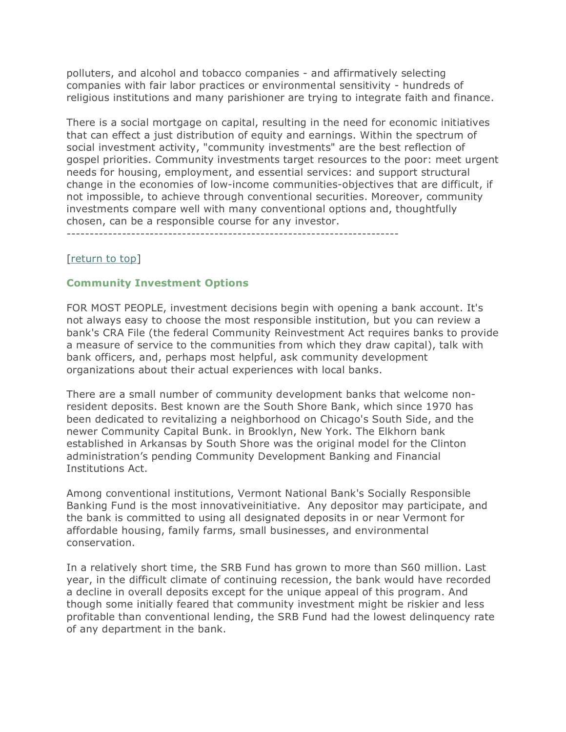polluters, and alcohol and tobacco companies - and affirmatively selecting companies with fair labor practices or environmental sensitivity - hundreds of religious institutions and many parishioner are trying to integrate faith and finance.

There is a social mortgage on capital, resulting in the need for economic initiatives that can effect a just distribution of equity and earnings. Within the spectrum of social investment activity, "community investments" are the best reflection of gospel priorities. Community investments target resources to the poor: meet urgent needs for housing, employment, and essential services: and support structural change in the economies of low-income communities-objectives that are difficult, if not impossible, to achieve through conventional securities. Moreover, community investments compare well with many conventional options and, thoughtfully chosen, can be a responsible course for any investor.

---

[return to top]

### Community Investment Options

FOR MOST PEOPLE, investment decisions begin with opening a bank account. It's not always easy to choose the most responsible institution, but you can review a bank's CRA File (the federal Community Reinvestment Act requires banks to provide a measure of service to the communities from which they draw capital), talk with bank officers, and, perhaps most helpful, ask community development organizations about their actual experiences with local banks.

There are a small number of community development banks that welcome non-resident deposits. Best known are the South Shore Bank, which since 1970 has been dedicated to revitalizing a neighborhood on Chicago's South Side, and the newer Community Capital Bunk. in Brooklyn, New York. The Elkhorn bank established in Arkansas by South Shore was the original model for the Clinton administration's pending Community Development Banking and Financial Institutions Act.

Among conventional institutions, Vermont National Bank's Socially Responsible Banking Fund is the most innovativeinitiative. Any depositor may participate, and the bank is committed to using all designated deposits in or near Vermont for affordable housing, family farms, small businesses, and environmental conservation.

In a relatively short time, the SRB Fund has grown to more than S60 million. Last year, in the difficult climate of continuing recession, the bank would have recorded a decline in overall deposits except for the unique appeal of this program. And though some initially feared that community investment might be riskier and less profitable than conventional lending, the SRB Fund had the lowest delinquency rate of any department in the bank.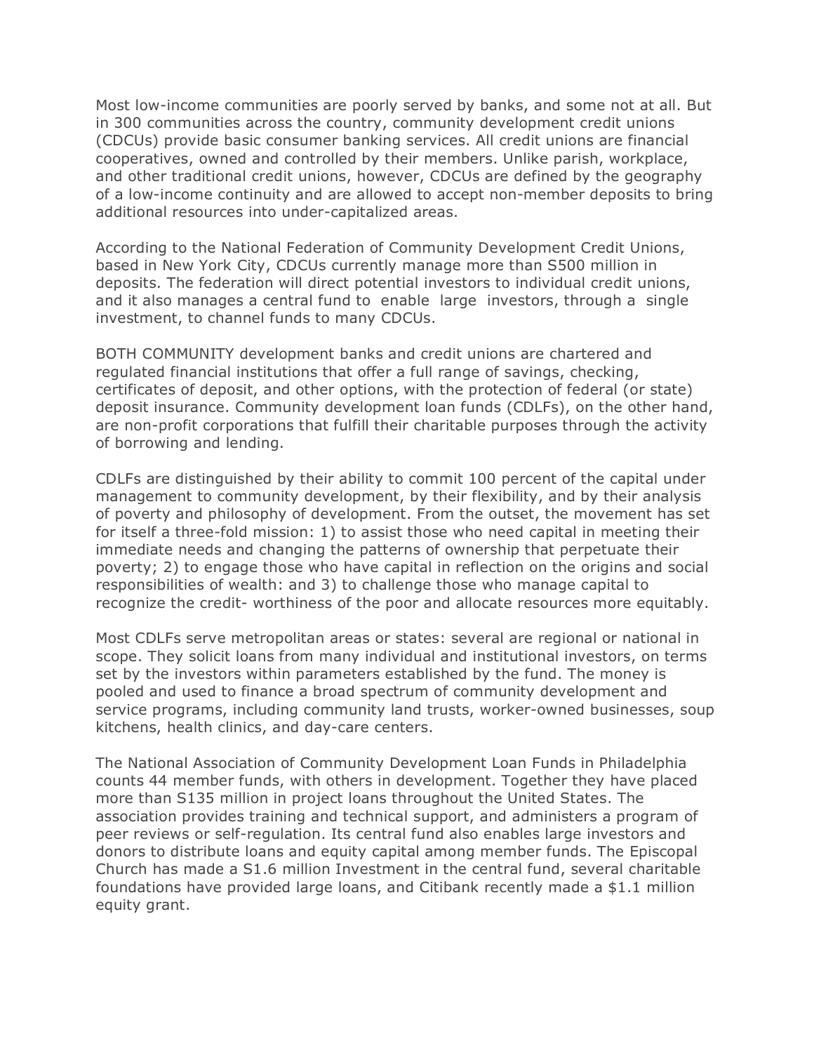Most low-income communities are poorly served by banks, and some not at all. But in 300 communities across the country, community development credit unions (CDCUs) provide basic consumer banking services. All credit unions are financial cooperatives, owned and controlled by their members. Unlike parish, workplace, and other traditional credit unions, however, CDCUs are defined by the geography of a low-income continuity and are allowed to accept non-member deposits to bring additional resources into under-capitalized areas.

According to the National Federation of Community Development Credit Unions, based in New York City, CDCUs currently manage more than S500 million in deposits. The federation will direct potential investors to individual credit unions, and it also manages a central fund to enable large investors, through a single investment, to channel funds to many CDCUs.

BOTH COMMUNITY development banks and credit unions are chartered and regulated financial institutions that offer a full range of savings, checking, certificates of deposit, and other options, with the protection of federal (or state) deposit insurance. Community development loan funds (CDLFs), on the other hand, are non-profit corporations that fulfill their charitable purposes through the activity of borrowing and lending.

CDLFs are distinguished by their ability to commit 100 percent of the capital under management to community development, by their flexibility, and by their analysis of poverty and philosophy of development. From the outset, the movement has set for itself a three-fold mission: 1) to assist those who need capital in meeting their immediate needs and changing the patterns of ownership that perpetuate their poverty; 2) to engage those who have capital in reflection on the origins and social responsibilities of wealth: and 3) to challenge those who manage capital to recognize the credit- worthiness of the poor and allocate resources more equitably.

Most CDLFs serve metropolitan areas or states: several are regional or national in scope. They solicit loans from many individual and institutional investors, on terms set by the investors within parameters established by the fund. The money is pooled and used to finance a broad spectrum of community development and service programs, including community land trusts, worker-owned businesses, soup kitchens, health clinics, and day-care centers.

The National Association of Community Development Loan Funds in Philadelphia counts 44 member funds, with others in development. Together they have placed more than S135 million in project loans throughout the United States. The association provides training and technical support, and administers a program of peer reviews or self-regulation. Its central fund also enables large investors and donors to distribute loans and equity capital among member funds. The Episcopal Church has made a S1.6 million Investment in the central fund, several charitable foundations have provided large loans, and Citibank recently made a $1.1 million equity grant.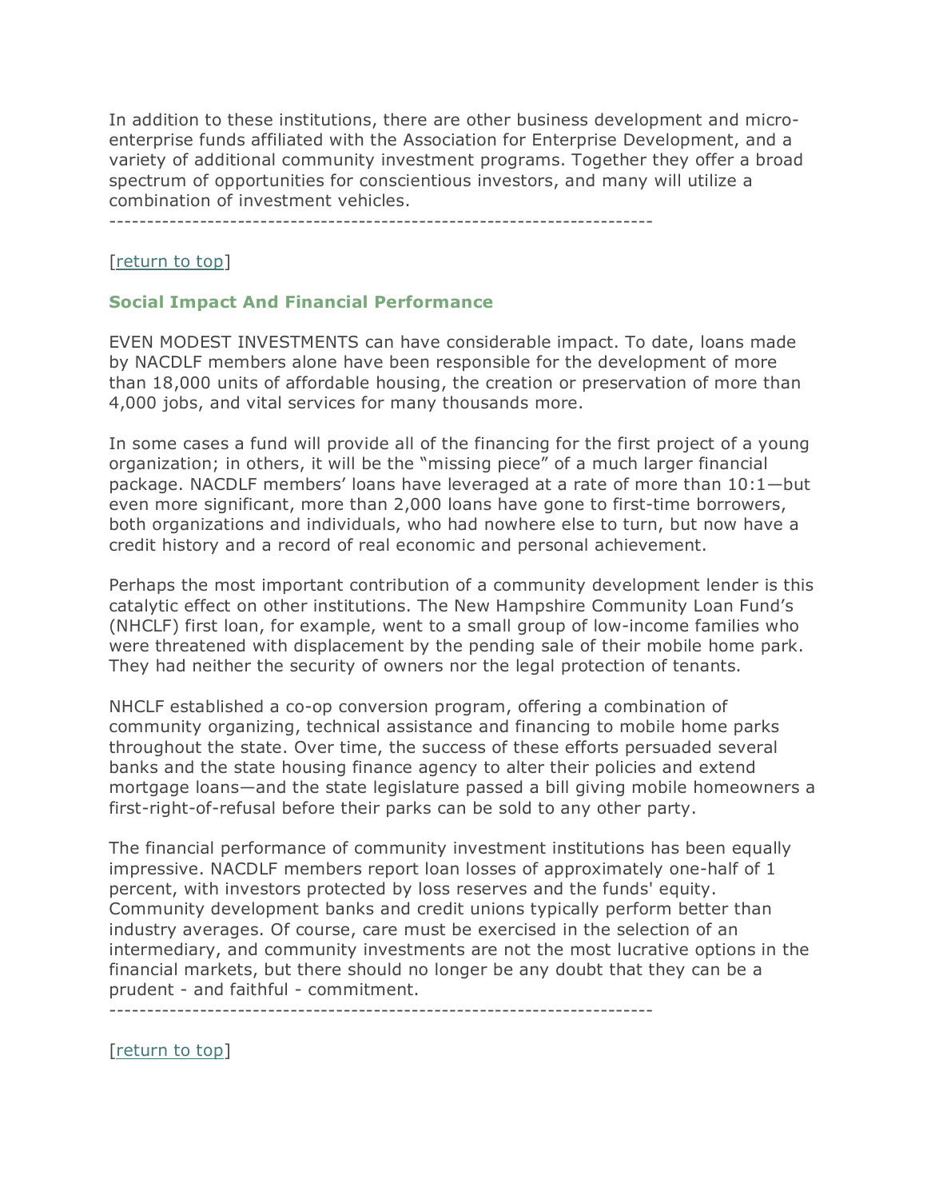In addition to these institutions, there are other business development and micro-enterprise funds affiliated with the Association for Enterprise Development, and a variety of additional community investment programs. Together they offer a broad spectrum of opportunities for conscientious investors, and many will utilize a combination of investment vehicles.

------------------------------------------------------------------------

[return to top]

### Social Impact And Financial Performance

EVEN MODEST INVESTMENTS can have considerable impact. To date, loans made by NACDLF members alone have been responsible for the development of more than 18,000 units of affordable housing, the creation or preservation of more than 4,000 jobs, and vital services for many thousands more.

In some cases a fund will provide all of the financing for the first project of a young organization; in others, it will be the "missing piece" of a much larger financial package. NACDLF members' loans have leveraged at a rate of more than 10:1—but even more significant, more than 2,000 loans have gone to first-time borrowers, both organizations and individuals, who had nowhere else to turn, but now have a credit history and a record of real economic and personal achievement.

Perhaps the most important contribution of a community development lender is this catalytic effect on other institutions. The New Hampshire Community Loan Fund's (NHCLF) first loan, for example, went to a small group of low-income families who were threatened with displacement by the pending sale of their mobile home park. They had neither the security of owners nor the legal protection of tenants.

NHCLF established a co-op conversion program, offering a combination of community organizing, technical assistance and financing to mobile home parks throughout the state. Over time, the success of these efforts persuaded several banks and the state housing finance agency to alter their policies and extend mortgage loans—and the state legislature passed a bill giving mobile homeowners a first-right-of-refusal before their parks can be sold to any other party.

The financial performance of community investment institutions has been equally impressive. NACDLF members report loan losses of approximately one-half of 1 percent, with investors protected by loss reserves and the funds' equity. Community development banks and credit unions typically perform better than industry averages. Of course, care must be exercised in the selection of an intermediary, and community investments are not the most lucrative options in the financial markets, but there should no longer be any doubt that they can be a prudent - and faithful - commitment.

------------------------------------------------------------------------

[return to top]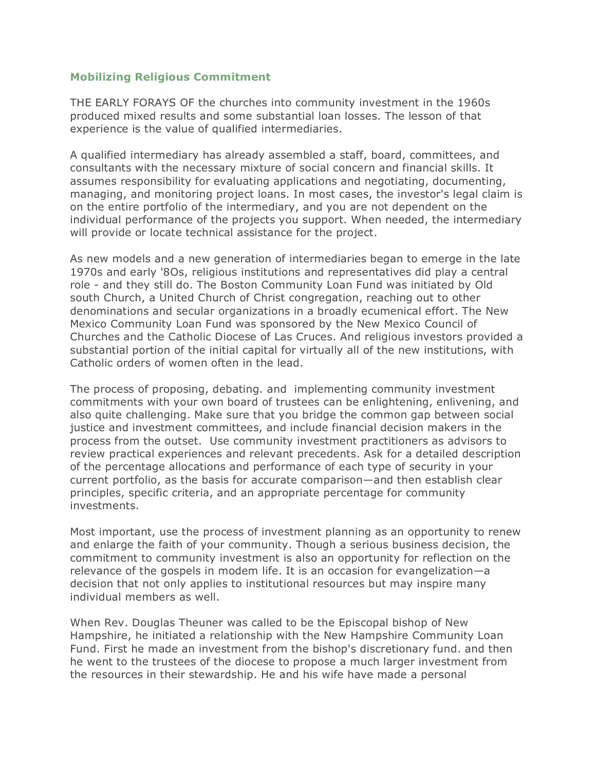## Mobilizing Religious Commitment

THE EARLY FORAYS OF the churches into community investment in the 1960s produced mixed results and some substantial loan losses. The lesson of that experience is the value of qualified intermediaries.

A qualified intermediary has already assembled a staff, board, committees, and consultants with the necessary mixture of social concern and financial skills. It assumes responsibility for evaluating applications and negotiating, documenting, managing, and monitoring project loans. In most cases, the investor's legal claim is on the entire portfolio of the intermediary, and you are not dependent on the individual performance of the projects you support. When needed, the intermediary will provide or locate technical assistance for the project.

As new models and a new generation of intermediaries began to emerge in the late 1970s and early '8Os, religious institutions and representatives did play a central role - and they still do. The Boston Community Loan Fund was initiated by Old south Church, a United Church of Christ congregation, reaching out to other denominations and secular organizations in a broadly ecumenical effort. The New Mexico Community Loan Fund was sponsored by the New Mexico Council of Churches and the Catholic Diocese of Las Cruces. And religious investors provided a substantial portion of the initial capital for virtually all of the new institutions, with Catholic orders of women often in the lead.

The process of proposing, debating. and implementing community investment commitments with your own board of trustees can be enlightening, enlivening, and also quite challenging. Make sure that you bridge the common gap between social justice and investment committees, and include financial decision makers in the process from the outset. Use community investment practitioners as advisors to review practical experiences and relevant precedents. Ask for a detailed description of the percentage allocations and performance of each type of security in your current portfolio, as the basis for accurate comparison—and then establish clear principles, specific criteria, and an appropriate percentage for community investments.

Most important, use the process of investment planning as an opportunity to renew and enlarge the faith of your community. Though a serious business decision, the commitment to community investment is also an opportunity for reflection on the relevance of the gospels in modem life. It is an occasion for evangelization—a decision that not only applies to institutional resources but may inspire many individual members as well.

When Rev. Douglas Theuner was called to be the Episcopal bishop of New Hampshire, he initiated a relationship with the New Hampshire Community Loan Fund. First he made an investment from the bishop's discretionary fund. and then he went to the trustees of the diocese to propose a much larger investment from the resources in their stewardship. He and his wife have made a personal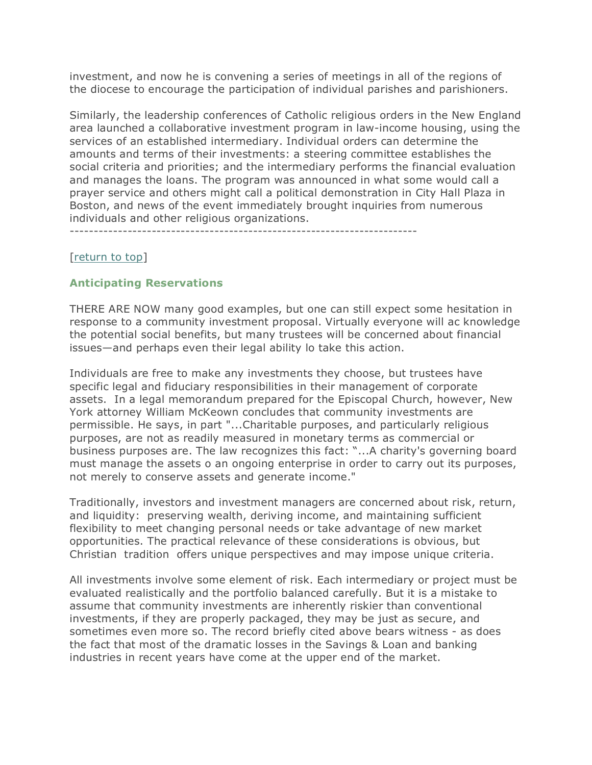investment, and now he is convening a series of meetings in all of the regions of the diocese to encourage the participation of individual parishes and parishioners.

Similarly, the leadership conferences of Catholic religious orders in the New England area launched a collaborative investment program in law-income housing, using the services of an established intermediary. Individual orders can determine the amounts and terms of their investments: a steering committee establishes the social criteria and priorities; and the intermediary performs the financial evaluation and manages the loans. The program was announced in what some would call a prayer service and others might call a political demonstration in City Hall Plaza in Boston, and news of the event immediately brought inquiries from numerous individuals and other religious organizations.

---

[return to top]

### Anticipating Reservations

THERE ARE NOW many good examples, but one can still expect some hesitation in response to a community investment proposal. Virtually everyone will ac knowledge the potential social benefits, but many trustees will be concerned about financial issues—and perhaps even their legal ability lo take this action.

Individuals are free to make any investments they choose, but trustees have specific legal and fiduciary responsibilities in their management of corporate assets. In a legal memorandum prepared for the Episcopal Church, however, New York attorney William McKeown concludes that community investments are permissible. He says, in part "...Charitable purposes, and particularly religious purposes, are not as readily measured in monetary terms as commercial or business purposes are. The law recognizes this fact: "...A charity's governing board must manage the assets o an ongoing enterprise in order to carry out its purposes, not merely to conserve assets and generate income."

Traditionally, investors and investment managers are concerned about risk, return, and liquidity: preserving wealth, deriving income, and maintaining sufficient flexibility to meet changing personal needs or take advantage of new market opportunities. The practical relevance of these considerations is obvious, but Christian tradition offers unique perspectives and may impose unique criteria.

All investments involve some element of risk. Each intermediary or project must be evaluated realistically and the portfolio balanced carefully. But it is a mistake to assume that community investments are inherently riskier than conventional investments, if they are properly packaged, they may be just as secure, and sometimes even more so. The record briefly cited above bears witness - as does the fact that most of the dramatic losses in the Savings & Loan and banking industries in recent years have come at the upper end of the market.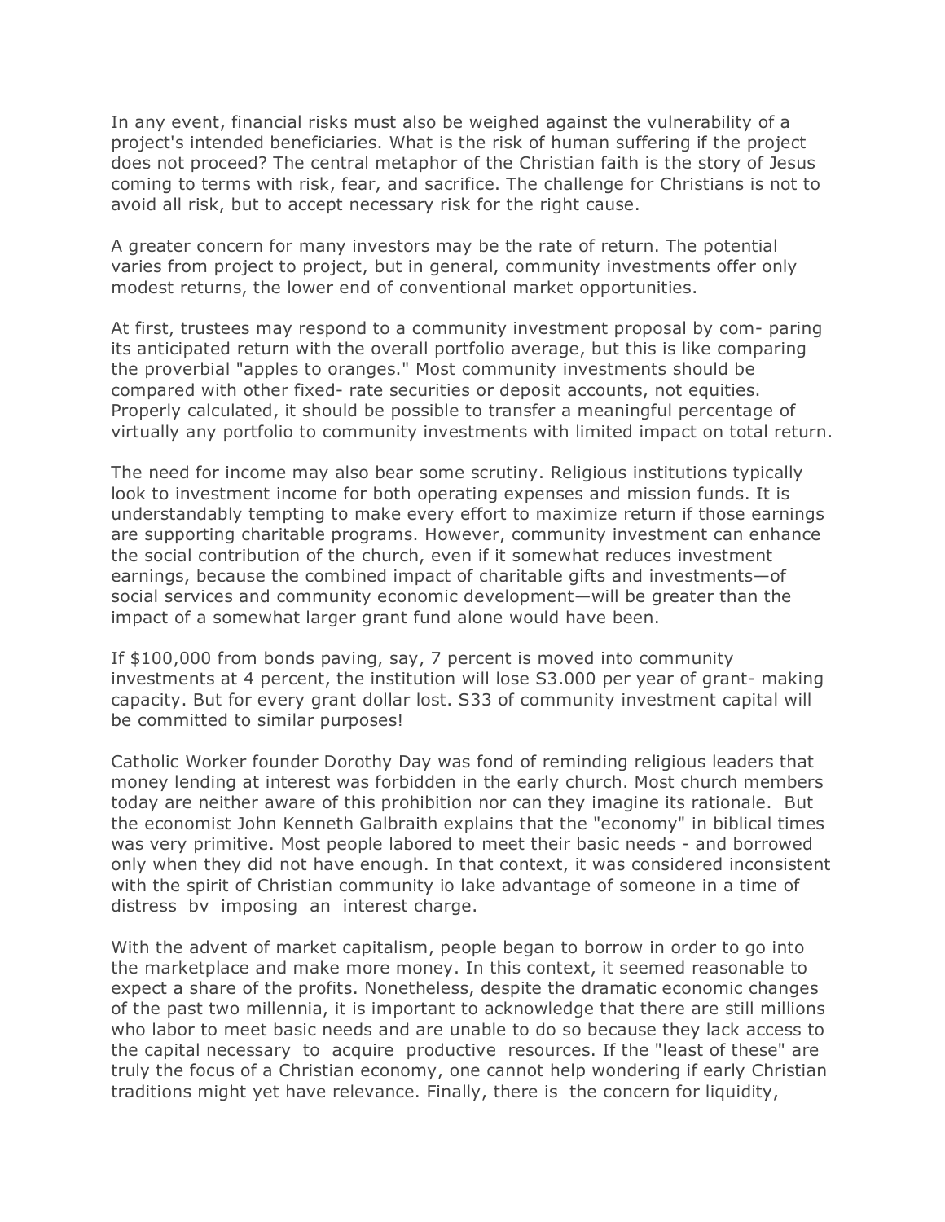In any event, financial risks must also be weighed against the vulnerability of a project's intended beneficiaries. What is the risk of human suffering if the project does not proceed? The central metaphor of the Christian faith is the story of Jesus coming to terms with risk, fear, and sacrifice. The challenge for Christians is not to avoid all risk, but to accept necessary risk for the right cause.

A greater concern for many investors may be the rate of return. The potential varies from project to project, but in general, community investments offer only modest returns, the lower end of conventional market opportunities.

At first, trustees may respond to a community investment proposal by com- paring its anticipated return with the overall portfolio average, but this is like comparing the proverbial "apples to oranges." Most community investments should be compared with other fixed- rate securities or deposit accounts, not equities. Properly calculated, it should be possible to transfer a meaningful percentage of virtually any portfolio to community investments with limited impact on total return.

The need for income may also bear some scrutiny. Religious institutions typically look to investment income for both operating expenses and mission funds. It is understandably tempting to make every effort to maximize return if those earnings are supporting charitable programs. However, community investment can enhance the social contribution of the church, even if it somewhat reduces investment earnings, because the combined impact of charitable gifts and investments—of social services and community economic development—will be greater than the impact of a somewhat larger grant fund alone would have been.

If $100,000 from bonds paving, say, 7 percent is moved into community investments at 4 percent, the institution will lose S3.000 per year of grant- making capacity. But for every grant dollar lost. S33 of community investment capital will be committed to similar purposes!

Catholic Worker founder Dorothy Day was fond of reminding religious leaders that money lending at interest was forbidden in the early church. Most church members today are neither aware of this prohibition nor can they imagine its rationale. But the economist John Kenneth Galbraith explains that the "economy" in biblical times was very primitive. Most people labored to meet their basic needs - and borrowed only when they did not have enough. In that context, it was considered inconsistent with the spirit of Christian community io lake advantage of someone in a time of distress bv imposing an interest charge.

With the advent of market capitalism, people began to borrow in order to go into the marketplace and make more money. In this context, it seemed reasonable to expect a share of the profits. Nonetheless, despite the dramatic economic changes of the past two millennia, it is important to acknowledge that there are still millions who labor to meet basic needs and are unable to do so because they lack access to the capital necessary to acquire productive resources. If the "least of these" are truly the focus of a Christian economy, one cannot help wondering if early Christian traditions might yet have relevance. Finally, there is the concern for liquidity,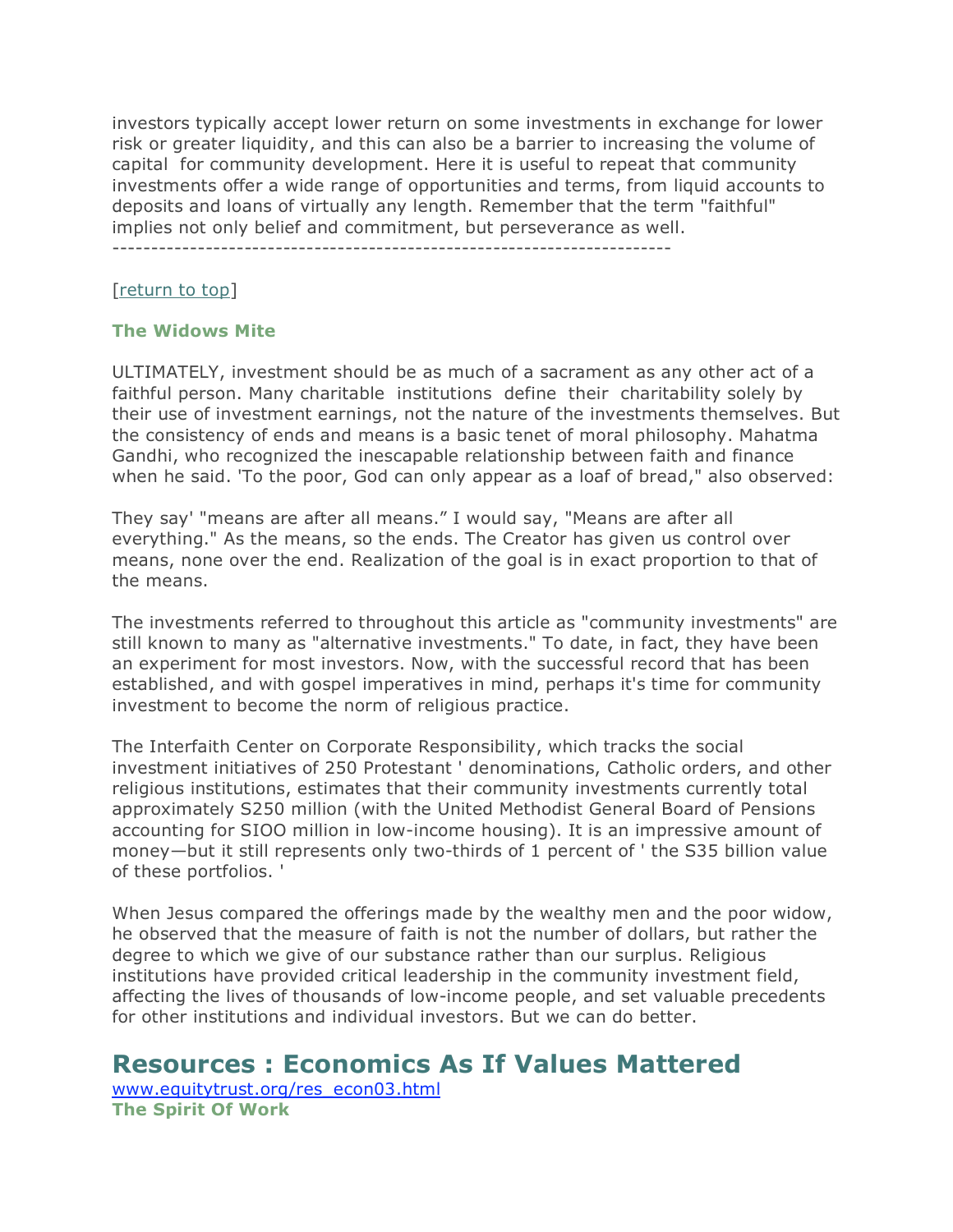investors typically accept lower return on some investments in exchange for lower risk or greater liquidity, and this can also be a barrier to increasing the volume of capital for community development. Here it is useful to repeat that community investments offer a wide range of opportunities and terms, from liquid accounts to deposits and loans of virtually any length. Remember that the term "faithful" implies not only belief and commitment, but perseverance as well.

------------------------------------------------------------------------

[return to top]

### The Widows Mite

ULTIMATELY, investment should be as much of a sacrament as any other act of a faithful person. Many charitable institutions define their charitability solely by their use of investment earnings, not the nature of the investments themselves. But the consistency of ends and means is a basic tenet of moral philosophy. Mahatma Gandhi, who recognized the inescapable relationship between faith and finance when he said. 'To the poor, God can only appear as a loaf of bread," also observed:

They say' "means are after all means." I would say, "Means are after all everything." As the means, so the ends. The Creator has given us control over means, none over the end. Realization of the goal is in exact proportion to that of the means.

The investments referred to throughout this article as "community investments" are still known to many as "alternative investments." To date, in fact, they have been an experiment for most investors. Now, with the successful record that has been established, and with gospel imperatives in mind, perhaps it's time for community investment to become the norm of religious practice.

The Interfaith Center on Corporate Responsibility, which tracks the social investment initiatives of 250 Protestant ' denominations, Catholic orders, and other religious institutions, estimates that their community investments currently total approximately S250 million (with the United Methodist General Board of Pensions accounting for SIOO million in low-income housing). It is an impressive amount of money—but it still represents only two-thirds of 1 percent of ' the S35 billion value of these portfolios. '

When Jesus compared the offerings made by the wealthy men and the poor widow, he observed that the measure of faith is not the number of dollars, but rather the degree to which we give of our substance rather than our surplus. Religious institutions have provided critical leadership in the community investment field, affecting the lives of thousands of low-income people, and set valuable precedents for other institutions and individual investors. But we can do better.

# Resources : Economics As If Values Mattered

www.equitytrust.org/res_econ03.html

### The Spirit Of Work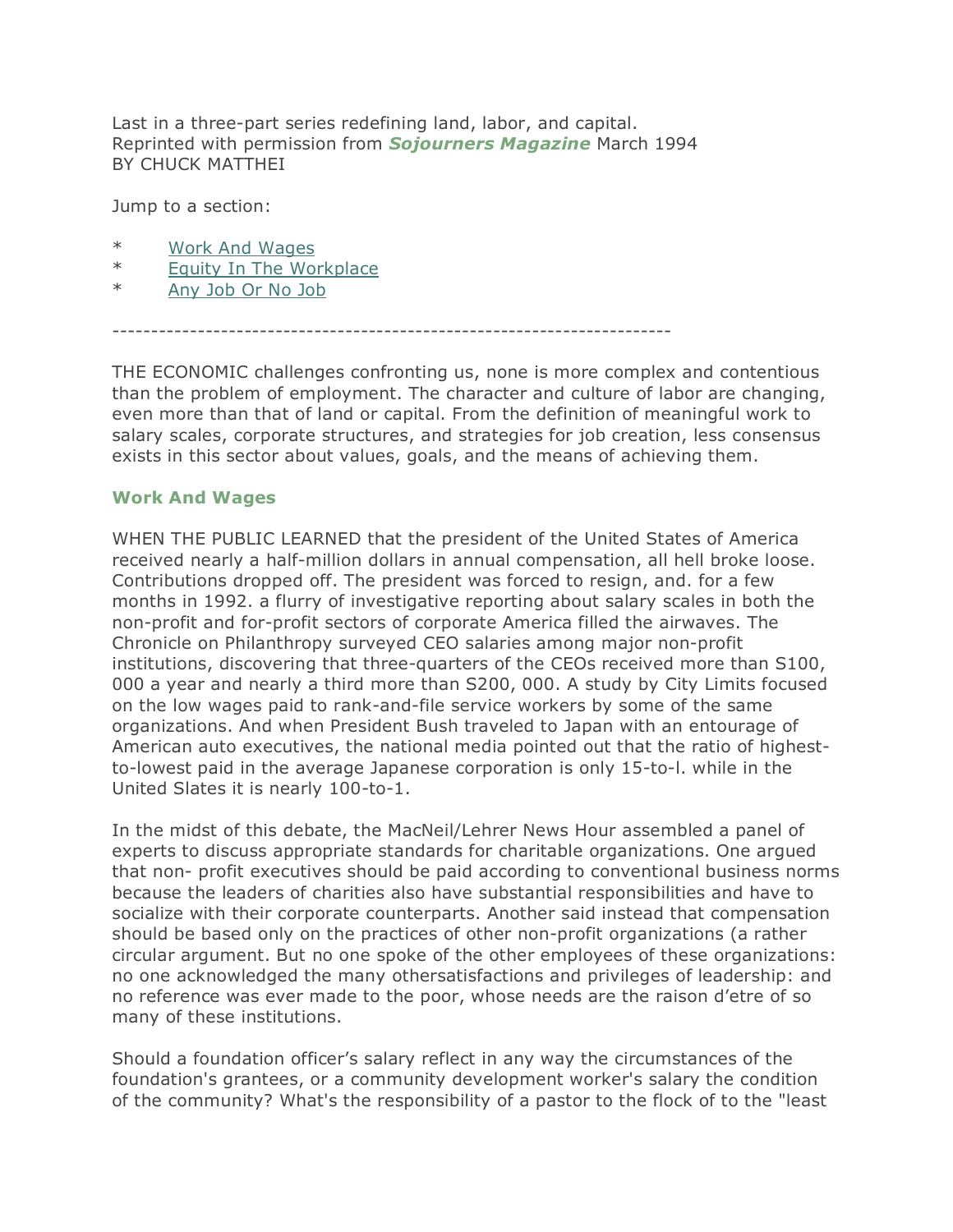Last in a three-part series redefining land, labor, and capital.
Reprinted with permission from ***Sojourners Magazine*** March 1994
BY CHUCK MATTHEI

Jump to a section:

* Work And Wages
* Equity In The Workplace
* Any Job Or No Job

---

THE ECONOMIC challenges confronting us, none is more complex and contentious than the problem of employment. The character and culture of labor are changing, even more than that of land or capital. From the definition of meaningful work to salary scales, corporate structures, and strategies for job creation, less consensus exists in this sector about values, goals, and the means of achieving them.

## Work And Wages

WHEN THE PUBLIC LEARNED that the president of the United States of America received nearly a half-million dollars in annual compensation, all hell broke loose. Contributions dropped off. The president was forced to resign, and. for a few months in 1992. a flurry of investigative reporting about salary scales in both the non-profit and for-profit sectors of corporate America filled the airwaves. The Chronicle on Philanthropy surveyed CEO salaries among major non-profit institutions, discovering that three-quarters of the CEOs received more than S100, 000 a year and nearly a third more than S200, 000. A study by City Limits focused on the low wages paid to rank-and-file service workers by some of the same organizations. And when President Bush traveled to Japan with an entourage of American auto executives, the national media pointed out that the ratio of highest-to-lowest paid in the average Japanese corporation is only 15-to-l. while in the United Slates it is nearly 100-to-1.

In the midst of this debate, the MacNeil/Lehrer News Hour assembled a panel of experts to discuss appropriate standards for charitable organizations. One argued that non- profit executives should be paid according to conventional business norms because the leaders of charities also have substantial responsibilities and have to socialize with their corporate counterparts. Another said instead that compensation should be based only on the practices of other non-profit organizations (a rather circular argument. But no one spoke of the other employees of these organizations: no one acknowledged the many othersatisfactions and privileges of leadership: and no reference was ever made to the poor, whose needs are the raison d'etre of so many of these institutions.

Should a foundation officer's salary reflect in any way the circumstances of the foundation's grantees, or a community development worker's salary the condition of the community? What's the responsibility of a pastor to the flock of to the "least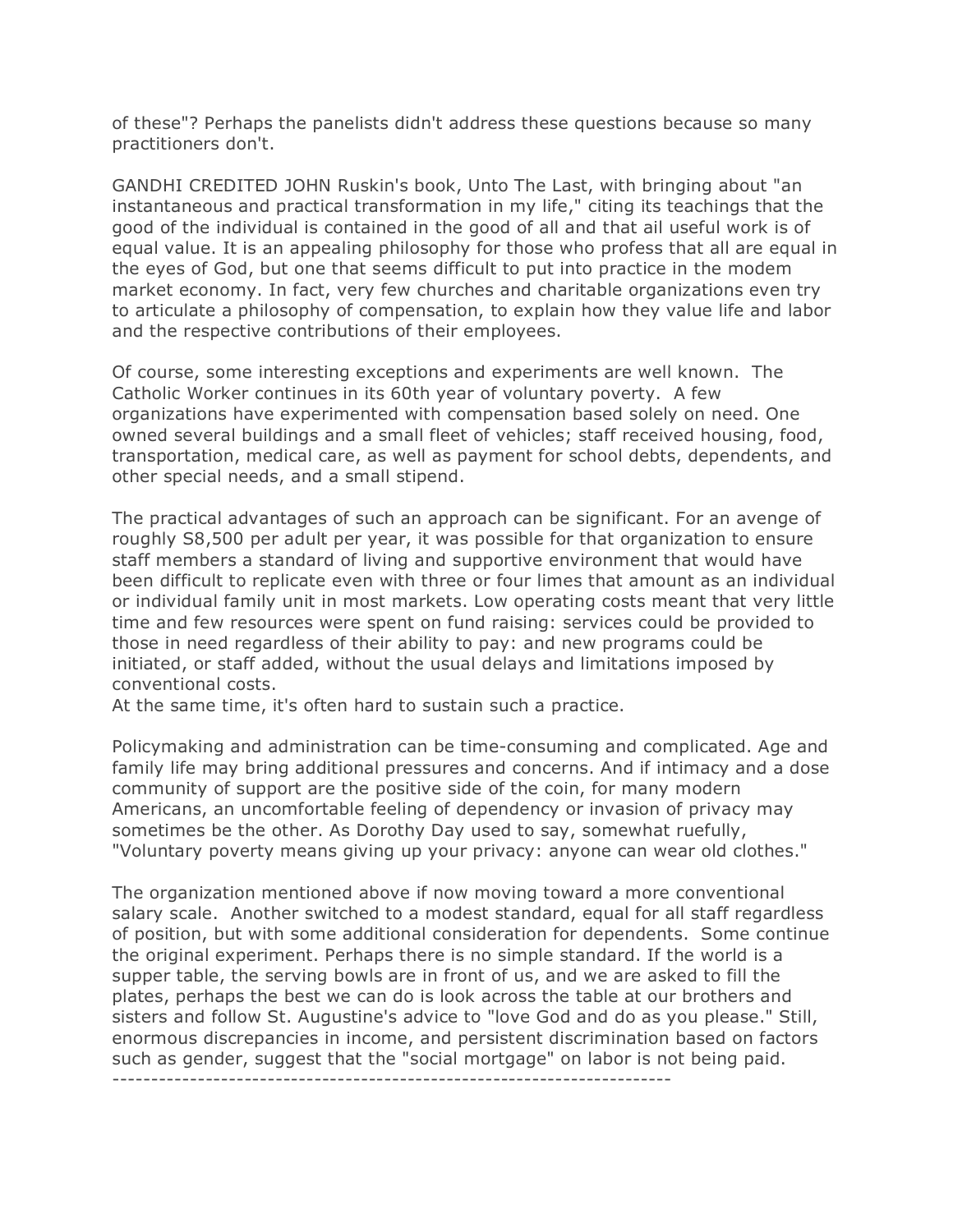of these"? Perhaps the panelists didn't address these questions because so many practitioners don't.

GANDHI CREDITED JOHN Ruskin's book, Unto The Last, with bringing about "an instantaneous and practical transformation in my life," citing its teachings that the good of the individual is contained in the good of all and that ail useful work is of equal value. It is an appealing philosophy for those who profess that all are equal in the eyes of God, but one that seems difficult to put into practice in the modem market economy. In fact, very few churches and charitable organizations even try to articulate a philosophy of compensation, to explain how they value life and labor and the respective contributions of their employees.

Of course, some interesting exceptions and experiments are well known. The Catholic Worker continues in its 60th year of voluntary poverty. A few organizations have experimented with compensation based solely on need. One owned several buildings and a small fleet of vehicles; staff received housing, food, transportation, medical care, as well as payment for school debts, dependents, and other special needs, and a small stipend.

The practical advantages of such an approach can be significant. For an avenge of roughly S8,500 per adult per year, it was possible for that organization to ensure staff members a standard of living and supportive environment that would have been difficult to replicate even with three or four limes that amount as an individual or individual family unit in most markets. Low operating costs meant that very little time and few resources were spent on fund raising: services could be provided to those in need regardless of their ability to pay: and new programs could be initiated, or staff added, without the usual delays and limitations imposed by conventional costs.
At the same time, it's often hard to sustain such a practice.

Policymaking and administration can be time-consuming and complicated. Age and family life may bring additional pressures and concerns. And if intimacy and a dose community of support are the positive side of the coin, for many modern Americans, an uncomfortable feeling of dependency or invasion of privacy may sometimes be the other. As Dorothy Day used to say, somewhat ruefully, "Voluntary poverty means giving up your privacy: anyone can wear old clothes."

The organization mentioned above if now moving toward a more conventional salary scale. Another switched to a modest standard, equal for all staff regardless of position, but with some additional consideration for dependents. Some continue the original experiment. Perhaps there is no simple standard. If the world is a supper table, the serving bowls are in front of us, and we are asked to fill the plates, perhaps the best we can do is look across the table at our brothers and sisters and follow St. Augustine's advice to "love God and do as you please." Still, enormous discrepancies in income, and persistent discrimination based on factors such as gender, suggest that the "social mortgage" on labor is not being paid.

------------------------------------------------------------------------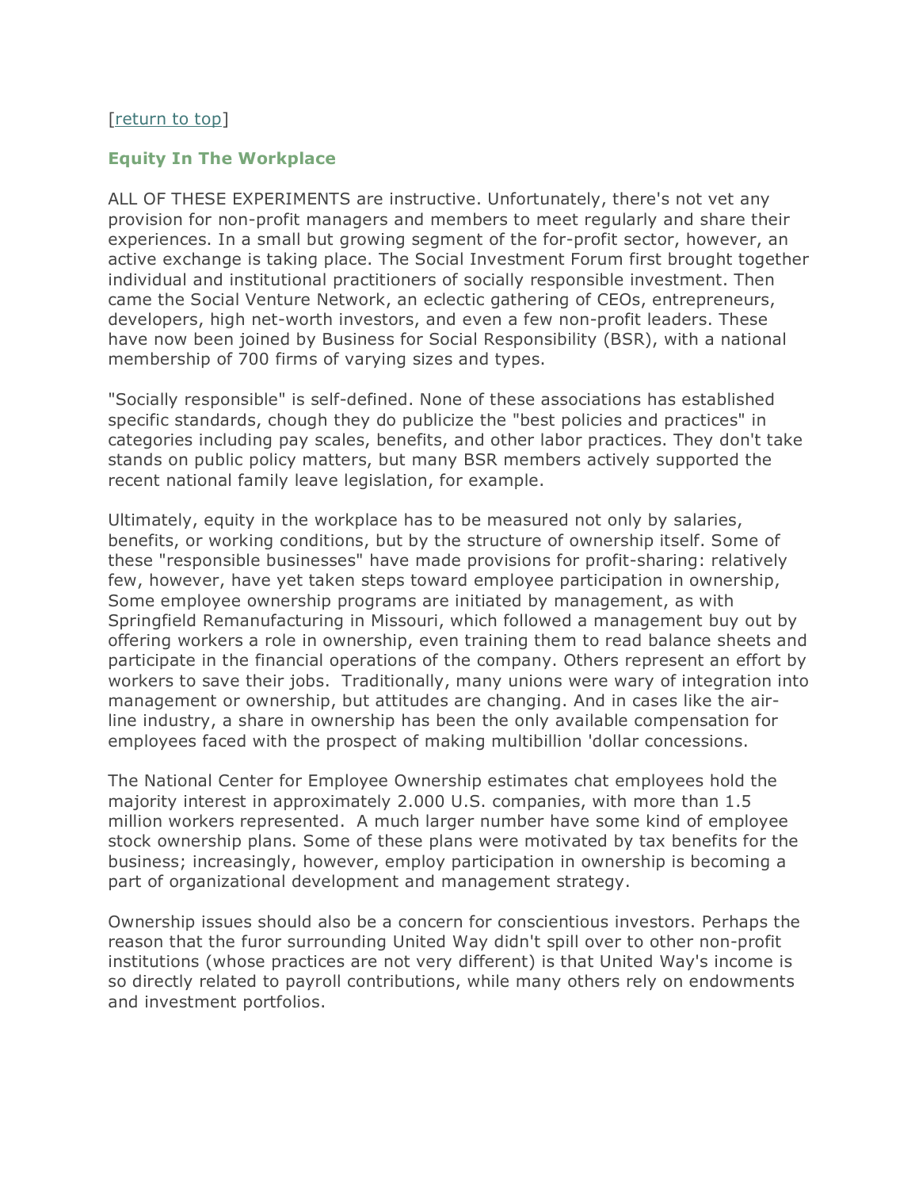[return to top]

### Equity In The Workplace

ALL OF THESE EXPERIMENTS are instructive. Unfortunately, there's not vet any provision for non-profit managers and members to meet regularly and share their experiences. In a small but growing segment of the for-profit sector, however, an active exchange is taking place. The Social Investment Forum first brought together individual and institutional practitioners of socially responsible investment. Then came the Social Venture Network, an eclectic gathering of CEOs, entrepreneurs, developers, high net-worth investors, and even a few non-profit leaders. These have now been joined by Business for Social Responsibility (BSR), with a national membership of 700 firms of varying sizes and types.

"Socially responsible" is self-defined. None of these associations has established specific standards, chough they do publicize the "best policies and practices" in categories including pay scales, benefits, and other labor practices. They don't take stands on public policy matters, but many BSR members actively supported the recent national family leave legislation, for example.

Ultimately, equity in the workplace has to be measured not only by salaries, benefits, or working conditions, but by the structure of ownership itself. Some of these "responsible businesses" have made provisions for profit-sharing: relatively few, however, have yet taken steps toward employee participation in ownership, Some employee ownership programs are initiated by management, as with Springfield Remanufacturing in Missouri, which followed a management buy out by offering workers a role in ownership, even training them to read balance sheets and participate in the financial operations of the company. Others represent an effort by workers to save their jobs. Traditionally, many unions were wary of integration into management or ownership, but attitudes are changing. And in cases like the air-line industry, a share in ownership has been the only available compensation for employees faced with the prospect of making multibillion 'dollar concessions.

The National Center for Employee Ownership estimates chat employees hold the majority interest in approximately 2.000 U.S. companies, with more than 1.5 million workers represented. A much larger number have some kind of employee stock ownership plans. Some of these plans were motivated by tax benefits for the business; increasingly, however, employ participation in ownership is becoming a part of organizational development and management strategy.

Ownership issues should also be a concern for conscientious investors. Perhaps the reason that the furor surrounding United Way didn't spill over to other non-profit institutions (whose practices are not very different) is that United Way's income is so directly related to payroll contributions, while many others rely on endowments and investment portfolios.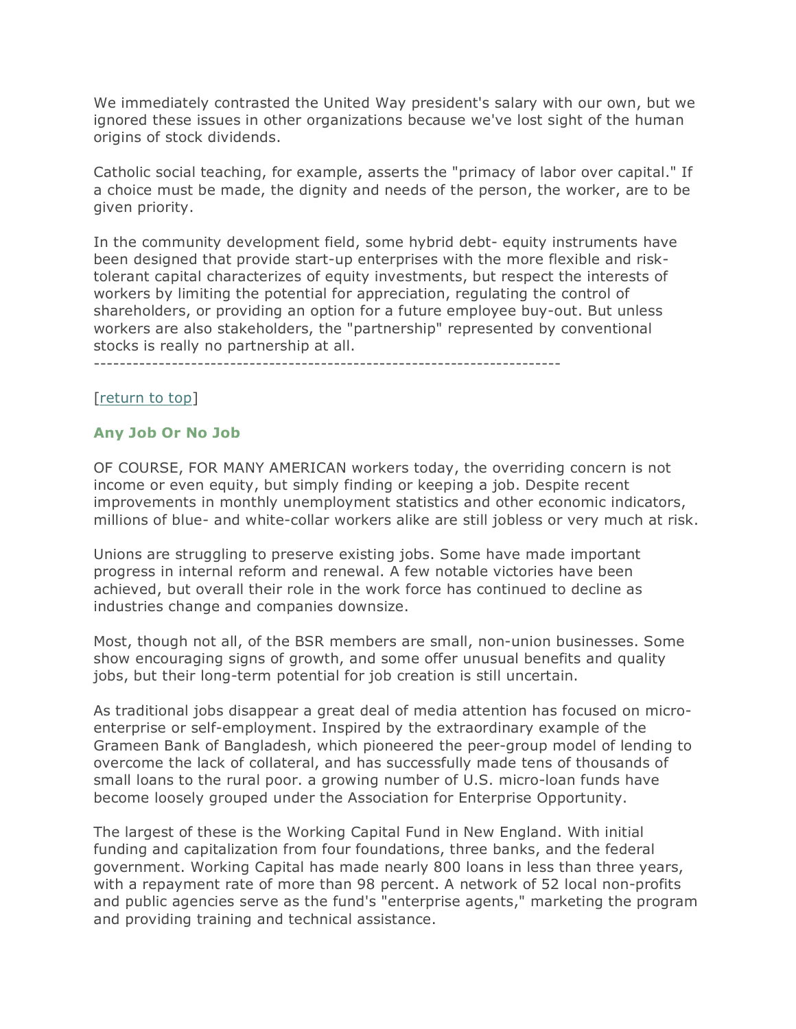We immediately contrasted the United Way president's salary with our own, but we ignored these issues in other organizations because we've lost sight of the human origins of stock dividends.

Catholic social teaching, for example, asserts the "primacy of labor over capital." If a choice must be made, the dignity and needs of the person, the worker, are to be given priority.

In the community development field, some hybrid debt- equity instruments have been designed that provide start-up enterprises with the more flexible and risk-tolerant capital characterizes of equity investments, but respect the interests of workers by limiting the potential for appreciation, regulating the control of shareholders, or providing an option for a future employee buy-out. But unless workers are also stakeholders, the "partnership" represented by conventional stocks is really no partnership at all.

------------------------------------------------------------------------

[return to top]

### Any Job Or No Job

OF COURSE, FOR MANY AMERICAN workers today, the overriding concern is not income or even equity, but simply finding or keeping a job. Despite recent improvements in monthly unemployment statistics and other economic indicators, millions of blue- and white-collar workers alike are still jobless or very much at risk.

Unions are struggling to preserve existing jobs. Some have made important progress in internal reform and renewal. A few notable victories have been achieved, but overall their role in the work force has continued to decline as industries change and companies downsize.

Most, though not all, of the BSR members are small, non-union businesses. Some show encouraging signs of growth, and some offer unusual benefits and quality jobs, but their long-term potential for job creation is still uncertain.

As traditional jobs disappear a great deal of media attention has focused on micro-enterprise or self-employment. Inspired by the extraordinary example of the Grameen Bank of Bangladesh, which pioneered the peer-group model of lending to overcome the lack of collateral, and has successfully made tens of thousands of small loans to the rural poor. a growing number of U.S. micro-loan funds have become loosely grouped under the Association for Enterprise Opportunity.

The largest of these is the Working Capital Fund in New England. With initial funding and capitalization from four foundations, three banks, and the federal government. Working Capital has made nearly 800 loans in less than three years, with a repayment rate of more than 98 percent. A network of 52 local non-profits and public agencies serve as the fund's "enterprise agents," marketing the program and providing training and technical assistance.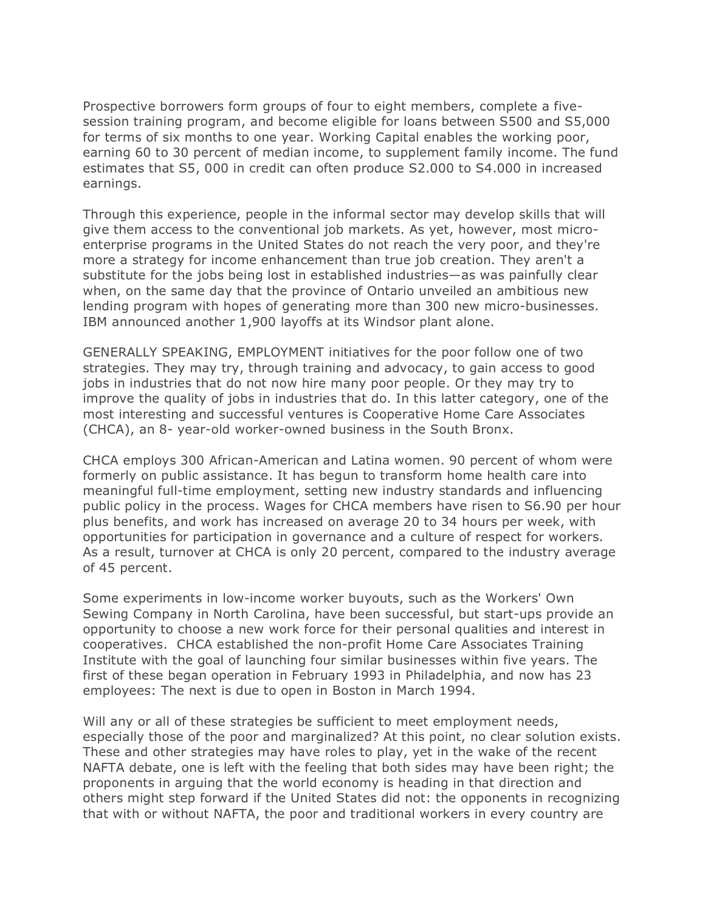Prospective borrowers form groups of four to eight members, complete a five-session training program, and become eligible for loans between S500 and S5,000 for terms of six months to one year. Working Capital enables the working poor, earning 60 to 30 percent of median income, to supplement family income. The fund estimates that S5, 000 in credit can often produce S2.000 to S4.000 in increased earnings.

Through this experience, people in the informal sector may develop skills that will give them access to the conventional job markets. As yet, however, most micro-enterprise programs in the United States do not reach the very poor, and they're more a strategy for income enhancement than true job creation. They aren't a substitute for the jobs being lost in established industries—as was painfully clear when, on the same day that the province of Ontario unveiled an ambitious new lending program with hopes of generating more than 300 new micro-businesses. IBM announced another 1,900 layoffs at its Windsor plant alone.

GENERALLY SPEAKING, EMPLOYMENT initiatives for the poor follow one of two strategies. They may try, through training and advocacy, to gain access to good jobs in industries that do not now hire many poor people. Or they may try to improve the quality of jobs in industries that do. In this latter category, one of the most interesting and successful ventures is Cooperative Home Care Associates (CHCA), an 8- year-old worker-owned business in the South Bronx.

CHCA employs 300 African-American and Latina women. 90 percent of whom were formerly on public assistance. It has begun to transform home health care into meaningful full-time employment, setting new industry standards and influencing public policy in the process. Wages for CHCA members have risen to S6.90 per hour plus benefits, and work has increased on average 20 to 34 hours per week, with opportunities for participation in governance and a culture of respect for workers. As a result, turnover at CHCA is only 20 percent, compared to the industry average of 45 percent.

Some experiments in low-income worker buyouts, such as the Workers' Own Sewing Company in North Carolina, have been successful, but start-ups provide an opportunity to choose a new work force for their personal qualities and interest in cooperatives. CHCA established the non-profit Home Care Associates Training Institute with the goal of launching four similar businesses within five years. The first of these began operation in February 1993 in Philadelphia, and now has 23 employees: The next is due to open in Boston in March 1994.

Will any or all of these strategies be sufficient to meet employment needs, especially those of the poor and marginalized? At this point, no clear solution exists. These and other strategies may have roles to play, yet in the wake of the recent NAFTA debate, one is left with the feeling that both sides may have been right; the proponents in arguing that the world economy is heading in that direction and others might step forward if the United States did not: the opponents in recognizing that with or without NAFTA, the poor and traditional workers in every country are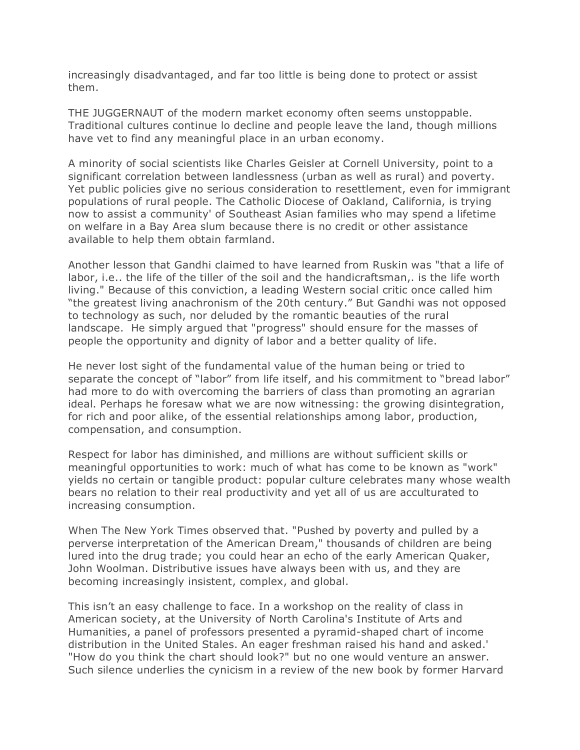increasingly disadvantaged, and far too little is being done to protect or assist them.

THE JUGGERNAUT of the modern market economy often seems unstoppable. Traditional cultures continue lo decline and people leave the land, though millions have vet to find any meaningful place in an urban economy.

A minority of social scientists like Charles Geisler at Cornell University, point to a significant correlation between landlessness (urban as well as rural) and poverty. Yet public policies give no serious consideration to resettlement, even for immigrant populations of rural people. The Catholic Diocese of Oakland, California, is trying now to assist a community' of Southeast Asian families who may spend a lifetime on welfare in a Bay Area slum because there is no credit or other assistance available to help them obtain farmland.

Another lesson that Gandhi claimed to have learned from Ruskin was "that a life of labor, i.e.. the life of the tiller of the soil and the handicraftsman,. is the life worth living." Because of this conviction, a leading Western social critic once called him "the greatest living anachronism of the 20th century." But Gandhi was not opposed to technology as such, nor deluded by the romantic beauties of the rural landscape. He simply argued that "progress" should ensure for the masses of people the opportunity and dignity of labor and a better quality of life.

He never lost sight of the fundamental value of the human being or tried to separate the concept of "labor" from life itself, and his commitment to "bread labor" had more to do with overcoming the barriers of class than promoting an agrarian ideal. Perhaps he foresaw what we are now witnessing: the growing disintegration, for rich and poor alike, of the essential relationships among labor, production, compensation, and consumption.

Respect for labor has diminished, and millions are without sufficient skills or meaningful opportunities to work: much of what has come to be known as "work" yields no certain or tangible product: popular culture celebrates many whose wealth bears no relation to their real productivity and yet all of us are acculturated to increasing consumption.

When The New York Times observed that. "Pushed by poverty and pulled by a perverse interpretation of the American Dream," thousands of children are being lured into the drug trade; you could hear an echo of the early American Quaker, John Woolman. Distributive issues have always been with us, and they are becoming increasingly insistent, complex, and global.

This isn't an easy challenge to face. In a workshop on the reality of class in American society, at the University of North Carolina's Institute of Arts and Humanities, a panel of professors presented a pyramid-shaped chart of income distribution in the United States. An eager freshman raised his hand and asked.' "How do you think the chart should look?" but no one would venture an answer. Such silence underlies the cynicism in a review of the new book by former Harvard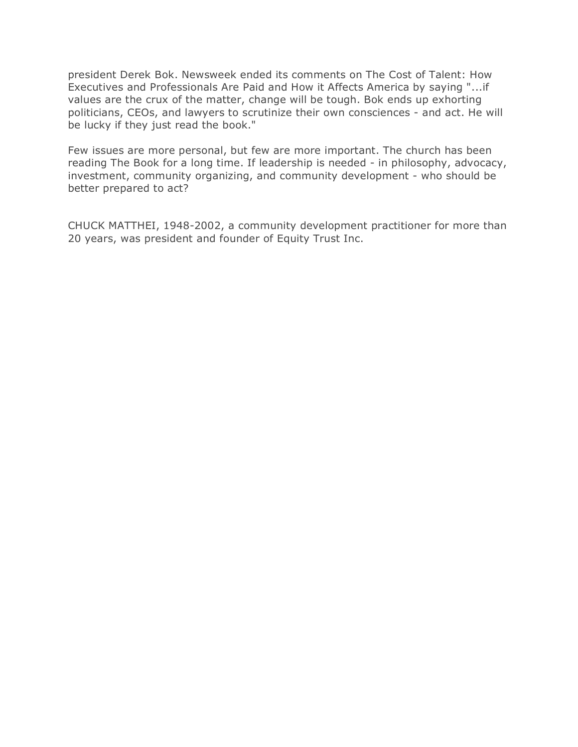president Derek Bok. Newsweek ended its comments on The Cost of Talent: How Executives and Professionals Are Paid and How it Affects America by saying "...if values are the crux of the matter, change will be tough. Bok ends up exhorting politicians, CEOs, and lawyers to scrutinize their own consciences - and act. He will be lucky if they just read the book."

Few issues are more personal, but few are more important. The church has been reading The Book for a long time. If leadership is needed - in philosophy, advocacy, investment, community organizing, and community development - who should be better prepared to act?

CHUCK MATTHEI, 1948-2002, a community development practitioner for more than 20 years, was president and founder of Equity Trust Inc.